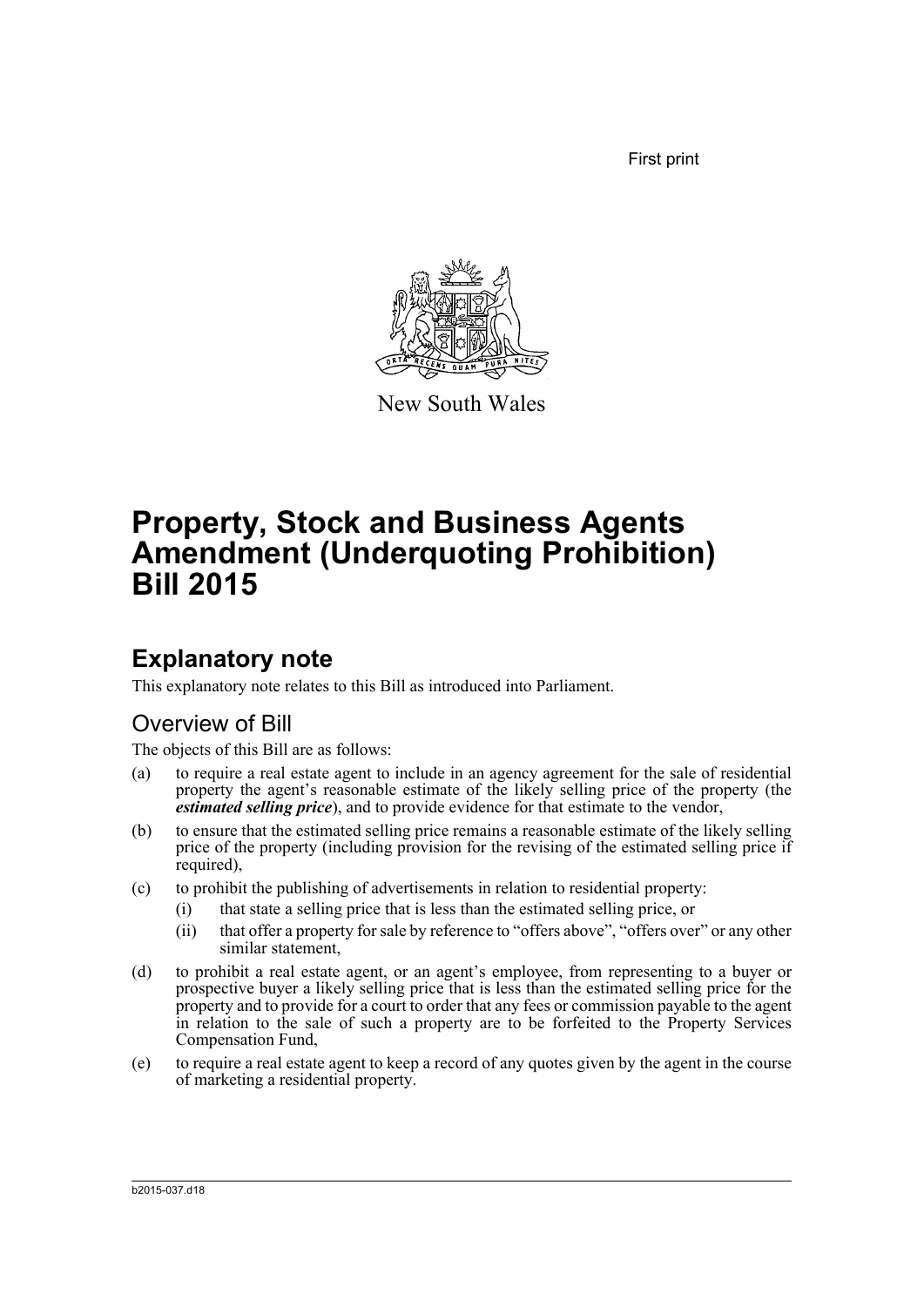First print

New South Wales

# Property, Stock and Business Agents Amendment (Underquoting Prohibition) Bill 2015

## Explanatory note

This explanatory note relates to this Bill as introduced into Parliament.

### Overview of Bill

The objects of this Bill are as follows:

(a) to require a real estate agent to include in an agency agreement for the sale of residential property the agent's reasonable estimate of the likely selling price of the property (the ***estimated selling price***), and to provide evidence for that estimate to the vendor,

(b) to ensure that the estimated selling price remains a reasonable estimate of the likely selling price of the property (including provision for the revising of the estimated selling price if required),

(c) to prohibit the publishing of advertisements in relation to residential property:

  (i) that state a selling price that is less than the estimated selling price, or

  (ii) that offer a property for sale by reference to "offers above", "offers over" or any other similar statement,

(d) to prohibit a real estate agent, or an agent's employee, from representing to a buyer or prospective buyer a likely selling price that is less than the estimated selling price for the property and to provide for a court to order that any fees or commission payable to the agent in relation to the sale of such a property are to be forfeited to the Property Services Compensation Fund,

(e) to require a real estate agent to keep a record of any quotes given by the agent in the course of marketing a residential property.

b2015-037.d18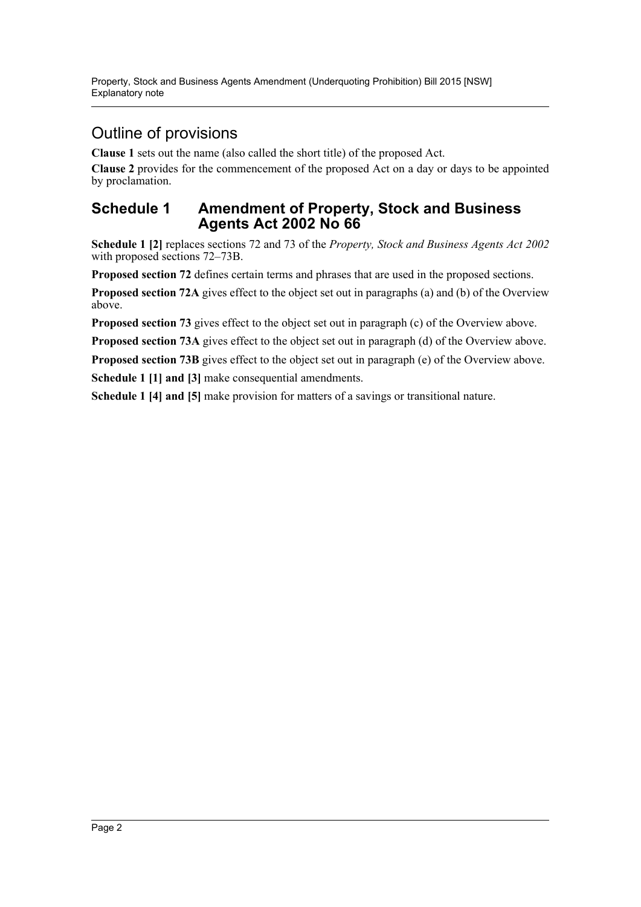## Outline of provisions

**Clause 1** sets out the name (also called the short title) of the proposed Act.

**Clause 2** provides for the commencement of the proposed Act on a day or days to be appointed by proclamation.

## Schedule 1 Amendment of Property, Stock and Business Agents Act 2002 No 66

**Schedule 1 [2]** replaces sections 72 and 73 of the *Property, Stock and Business Agents Act 2002* with proposed sections 72–73B.

**Proposed section 72** defines certain terms and phrases that are used in the proposed sections.

**Proposed section 72A** gives effect to the object set out in paragraphs (a) and (b) of the Overview above.

**Proposed section 73** gives effect to the object set out in paragraph (c) of the Overview above.

**Proposed section 73A** gives effect to the object set out in paragraph (d) of the Overview above.

**Proposed section 73B** gives effect to the object set out in paragraph (e) of the Overview above.

**Schedule 1 [1] and [3]** make consequential amendments.

**Schedule 1 [4] and [5]** make provision for matters of a savings or transitional nature.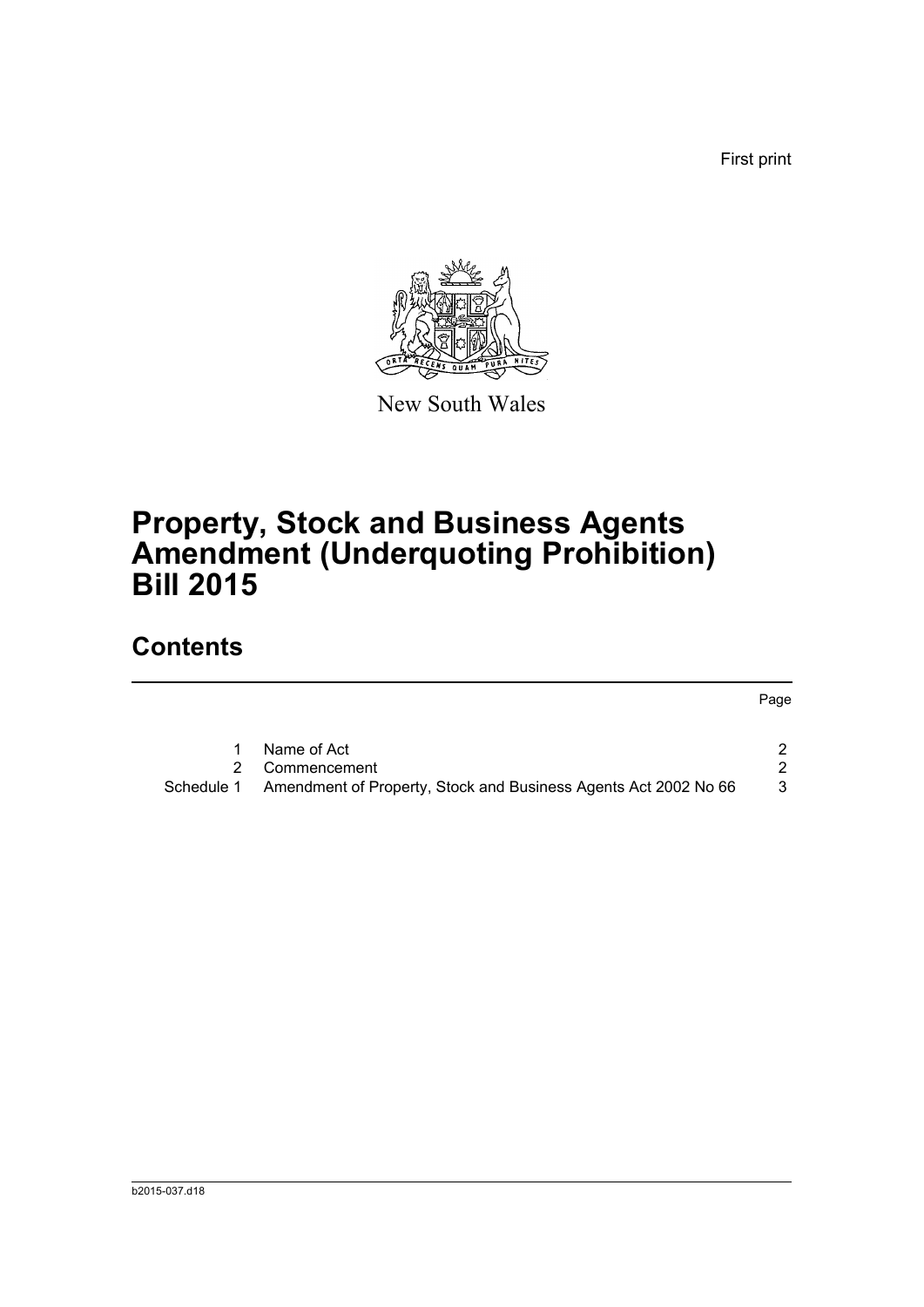First print

New South Wales

# Property, Stock and Business Agents Amendment (Underquoting Prohibition) Bill 2015

## Contents

| | | Page |
|---|---|---|
| 1 | Name of Act | 2 |
| 2 | Commencement | 2 |
| Schedule 1 | Amendment of Property, Stock and Business Agents Act 2002 No 66 | 3 |

b2015-037.d18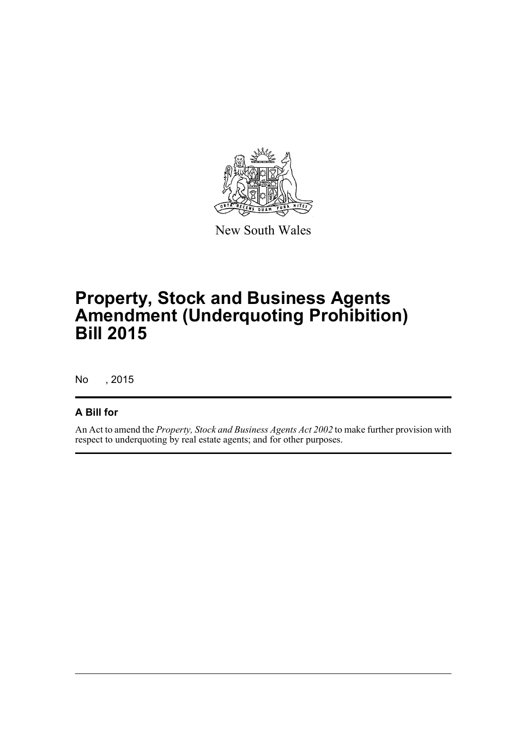New South Wales

# Property, Stock and Business Agents Amendment (Underquoting Prohibition) Bill 2015

No , 2015

## A Bill for

An Act to amend the *Property, Stock and Business Agents Act 2002* to make further provision with respect to underquoting by real estate agents; and for other purposes.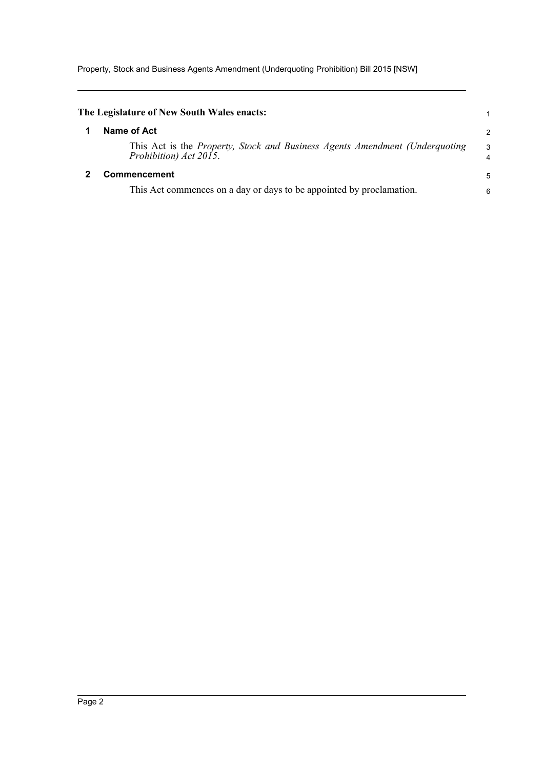**The Legislature of New South Wales enacts:**

## 1 Name of Act

This Act is the *Property, Stock and Business Agents Amendment (Underquoting Prohibition) Act 2015*.

## 2 Commencement

This Act commences on a day or days to be appointed by proclamation.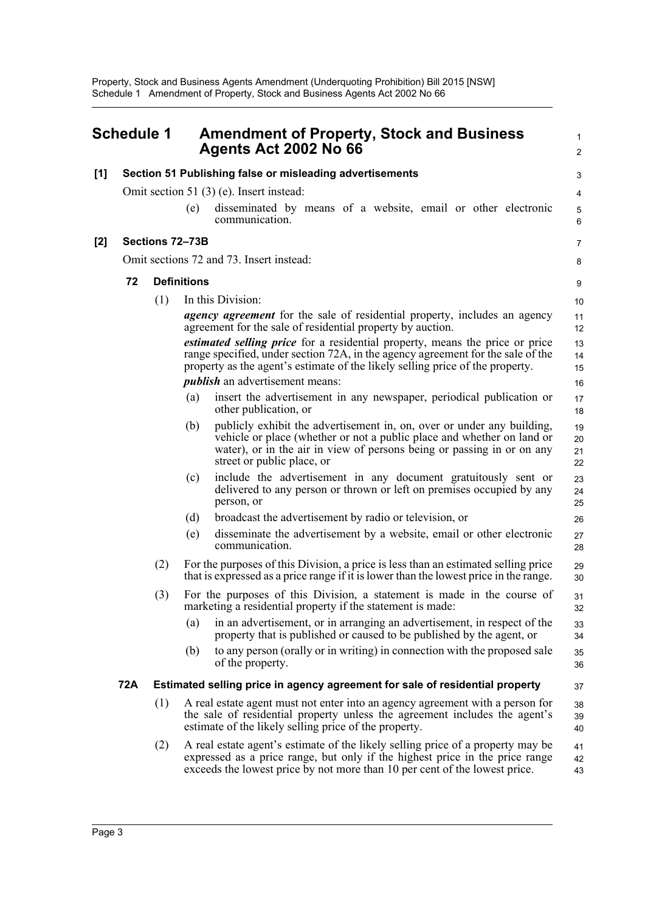## Schedule 1 Amendment of Property, Stock and Business Agents Act 2002 No 66

**[1] Section 51 Publishing false or misleading advertisements**

Omit section 51 (3) (e). Insert instead:

(e) disseminated by means of a website, email or other electronic communication.

**[2] Sections 72–73B**

Omit sections 72 and 73. Insert instead:

**72 Definitions**

(1) In this Division:

***agency agreement*** for the sale of residential property, includes an agency agreement for the sale of residential property by auction.

***estimated selling price*** for a residential property, means the price or price range specified, under section 72A, in the agency agreement for the sale of the property as the agent's estimate of the likely selling price of the property.

***publish*** an advertisement means:

(a) insert the advertisement in any newspaper, periodical publication or other publication, or

(b) publicly exhibit the advertisement in, on, over or under any building, vehicle or place (whether or not a public place and whether on land or water), or in the air in view of persons being or passing in or on any street or public place, or

(c) include the advertisement in any document gratuitously sent or delivered to any person or thrown or left on premises occupied by any person, or

(d) broadcast the advertisement by radio or television, or

(e) disseminate the advertisement by a website, email or other electronic communication.

(2) For the purposes of this Division, a price is less than an estimated selling price that is expressed as a price range if it is lower than the lowest price in the range.

(3) For the purposes of this Division, a statement is made in the course of marketing a residential property if the statement is made:

(a) in an advertisement, or in arranging an advertisement, in respect of the property that is published or caused to be published by the agent, or

(b) to any person (orally or in writing) in connection with the proposed sale of the property.

**72A Estimated selling price in agency agreement for sale of residential property**

(1) A real estate agent must not enter into an agency agreement with a person for the sale of residential property unless the agreement includes the agent's estimate of the likely selling price of the property.

(2) A real estate agent's estimate of the likely selling price of a property may be expressed as a price range, but only if the highest price in the price range exceeds the lowest price by not more than 10 per cent of the lowest price.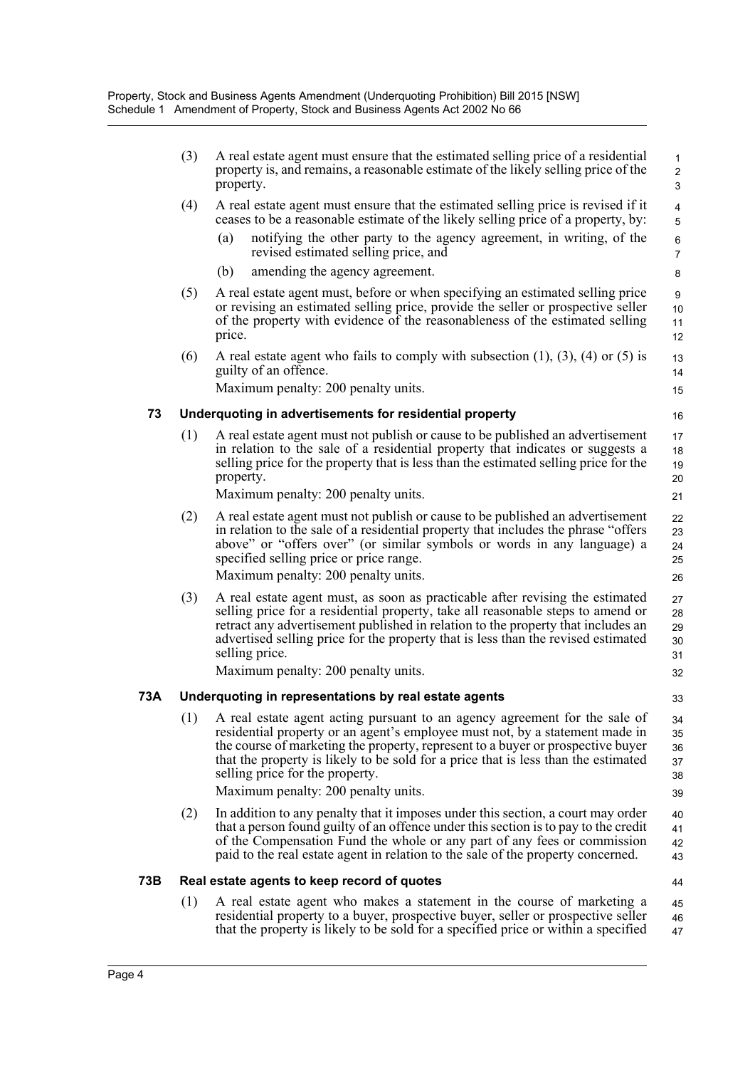(3) A real estate agent must ensure that the estimated selling price of a residential property is, and remains, a reasonable estimate of the likely selling price of the property.

(4) A real estate agent must ensure that the estimated selling price is revised if it ceases to be a reasonable estimate of the likely selling price of a property, by:

- (a) notifying the other party to the agency agreement, in writing, of the revised estimated selling price, and
- (b) amending the agency agreement.

(5) A real estate agent must, before or when specifying an estimated selling price or revising an estimated selling price, provide the seller or prospective seller of the property with evidence of the reasonableness of the estimated selling price.

(6) A real estate agent who fails to comply with subsection (1), (3), (4) or (5) is guilty of an offence.

Maximum penalty: 200 penalty units.

### 73 Underquoting in advertisements for residential property

(1) A real estate agent must not publish or cause to be published an advertisement in relation to the sale of a residential property that indicates or suggests a selling price for the property that is less than the estimated selling price for the property.

Maximum penalty: 200 penalty units.

(2) A real estate agent must not publish or cause to be published an advertisement in relation to the sale of a residential property that includes the phrase "offers above" or "offers over" (or similar symbols or words in any language) a specified selling price or price range.

Maximum penalty: 200 penalty units.

(3) A real estate agent must, as soon as practicable after revising the estimated selling price for a residential property, take all reasonable steps to amend or retract any advertisement published in relation to the property that includes an advertised selling price for the property that is less than the revised estimated selling price.

Maximum penalty: 200 penalty units.

### 73A Underquoting in representations by real estate agents

(1) A real estate agent acting pursuant to an agency agreement for the sale of residential property or an agent's employee must not, by a statement made in the course of marketing the property, represent to a buyer or prospective buyer that the property is likely to be sold for a price that is less than the estimated selling price for the property.

Maximum penalty: 200 penalty units.

(2) In addition to any penalty that it imposes under this section, a court may order that a person found guilty of an offence under this section is to pay to the credit of the Compensation Fund the whole or any part of any fees or commission paid to the real estate agent in relation to the sale of the property concerned.

### 73B Real estate agents to keep record of quotes

(1) A real estate agent who makes a statement in the course of marketing a residential property to a buyer, prospective buyer, seller or prospective seller that the property is likely to be sold for a specified price or within a specified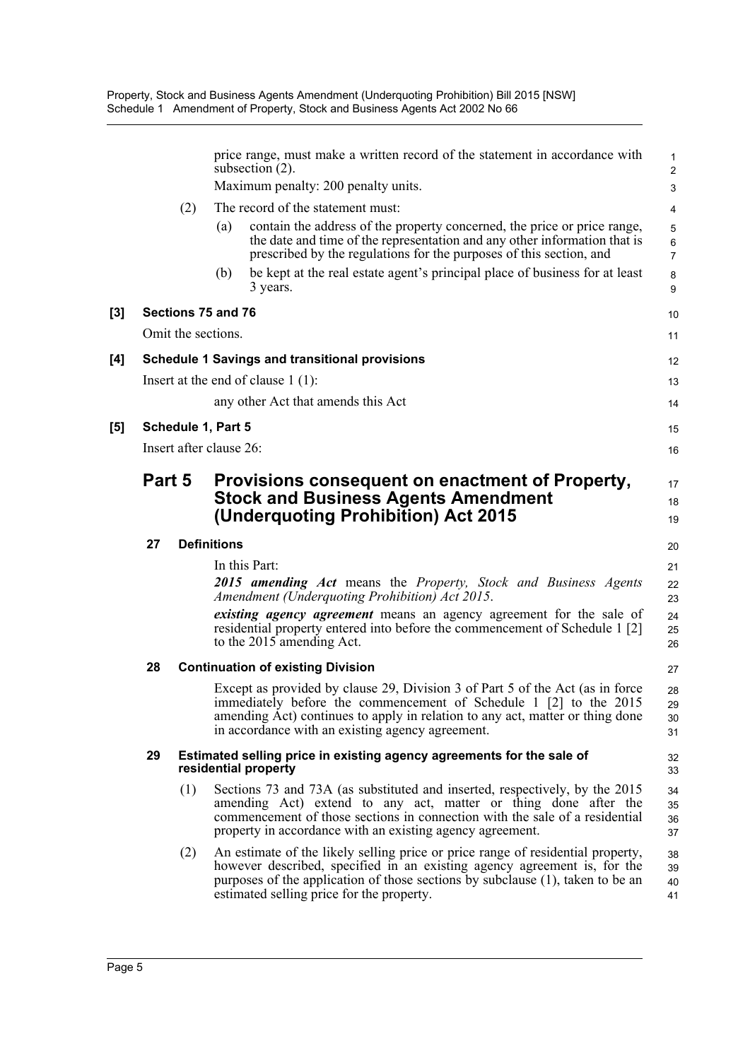price range, must make a written record of the statement in accordance with subsection (2).

Maximum penalty: 200 penalty units.

(2) The record of the statement must:

(a) contain the address of the property concerned, the price or price range, the date and time of the representation and any other information that is prescribed by the regulations for the purposes of this section, and

(b) be kept at the real estate agent's principal place of business for at least 3 years.

**[3] Sections 75 and 76**

Omit the sections.

**[4] Schedule 1 Savings and transitional provisions**

Insert at the end of clause 1 (1):

any other Act that amends this Act

**[5] Schedule 1, Part 5**

Insert after clause 26:

## Part 5 Provisions consequent on enactment of Property, Stock and Business Agents Amendment (Underquoting Prohibition) Act 2015

**27 Definitions**

In this Part:

***2015 amending Act*** means the *Property, Stock and Business Agents Amendment (Underquoting Prohibition) Act 2015*.

***existing agency agreement*** means an agency agreement for the sale of residential property entered into before the commencement of Schedule 1 [2] to the 2015 amending Act.

**28 Continuation of existing Division**

Except as provided by clause 29, Division 3 of Part 5 of the Act (as in force immediately before the commencement of Schedule 1 [2] to the 2015 amending Act) continues to apply in relation to any act, matter or thing done in accordance with an existing agency agreement.

**29 Estimated selling price in existing agency agreements for the sale of residential property**

(1) Sections 73 and 73A (as substituted and inserted, respectively, by the 2015 amending Act) extend to any act, matter or thing done after the commencement of those sections in connection with the sale of a residential property in accordance with an existing agency agreement.

(2) An estimate of the likely selling price or price range of residential property, however described, specified in an existing agency agreement is, for the purposes of the application of those sections by subclause (1), taken to be an estimated selling price for the property.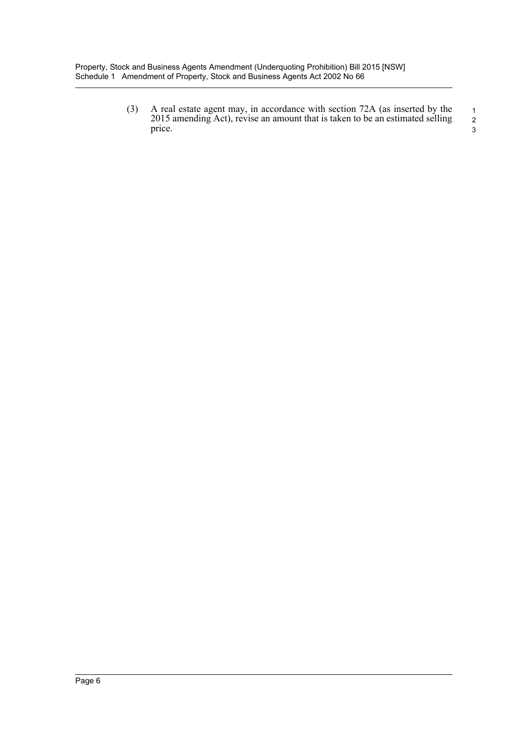(3) A real estate agent may, in accordance with section 72A (as inserted by the 2015 amending Act), revise an amount that is taken to be an estimated selling price.